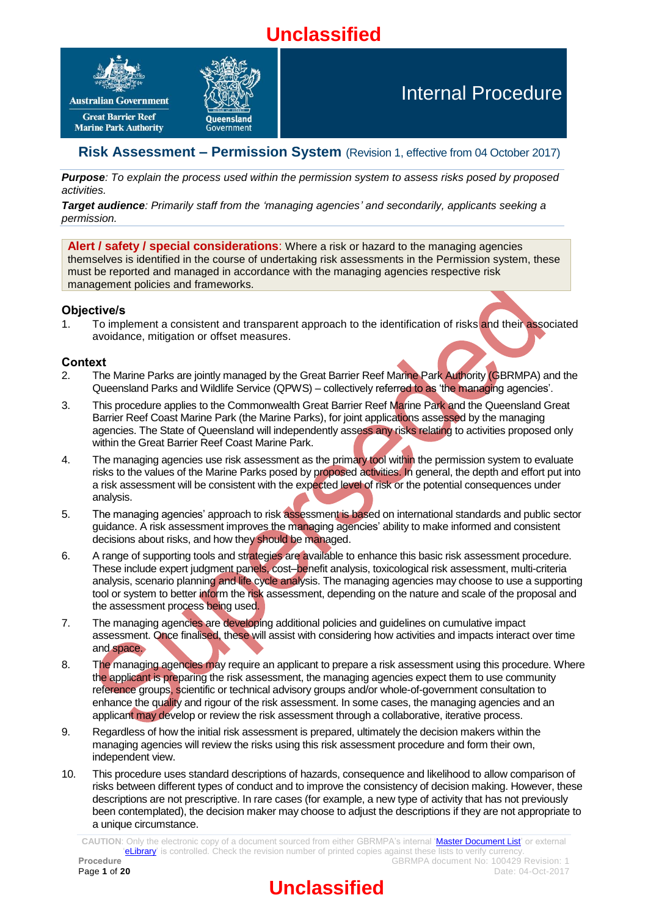Unclassified

Internal Procedure

# Risk Assessment – Permission System (Revision 1, effective from 04 October 2017)

***Purpose***: *To explain the process used within the permission system to assess risks posed by proposed activities.*

***Target audience***: *Primarily staff from the 'managing agencies' and secondarily, applicants seeking a permission.*

**Alert / safety / special considerations**: Where a risk or hazard to the managing agencies themselves is identified in the course of undertaking risk assessments in the Permission system, these must be reported and managed in accordance with the managing agencies respective risk management policies and frameworks.

## Objective/s

1. To implement a consistent and transparent approach to the identification of risks and their associated avoidance, mitigation or offset measures.

## Context

2. The Marine Parks are jointly managed by the Great Barrier Reef Marine Park Authority (GBRMPA) and the Queensland Parks and Wildlife Service (QPWS) – collectively referred to as 'the managing agencies'.
3. This procedure applies to the Commonwealth Great Barrier Reef Marine Park and the Queensland Great Barrier Reef Coast Marine Park (the Marine Parks), for joint applications assessed by the managing agencies. The State of Queensland will independently assess any risks relating to activities proposed only within the Great Barrier Reef Coast Marine Park.
4. The managing agencies use risk assessment as the primary tool within the permission system to evaluate risks to the values of the Marine Parks posed by proposed activities. In general, the depth and effort put into a risk assessment will be consistent with the expected level of risk or the potential consequences under analysis.
5. The managing agencies' approach to risk assessment is based on international standards and public sector guidance. A risk assessment improves the managing agencies' ability to make informed and consistent decisions about risks, and how they should be managed.
6. A range of supporting tools and strategies are available to enhance this basic risk assessment procedure. These include expert judgment panels, cost–benefit analysis, toxicological risk assessment, multi-criteria analysis, scenario planning and life cycle analysis. The managing agencies may choose to use a supporting tool or system to better inform the risk assessment, depending on the nature and scale of the proposal and the assessment process being used.
7. The managing agencies are developing additional policies and guidelines on cumulative impact assessment. Once finalised, these will assist with considering how activities and impacts interact over time and space.
8. The managing agencies may require an applicant to prepare a risk assessment using this procedure. Where the applicant is preparing the risk assessment, the managing agencies expect them to use community reference groups, scientific or technical advisory groups and/or whole-of-government consultation to enhance the quality and rigour of the risk assessment. In some cases, the managing agencies and an applicant may develop or review the risk assessment through a collaborative, iterative process.
9. Regardless of how the initial risk assessment is prepared, ultimately the decision makers within the managing agencies will review the risks using this risk assessment procedure and form their own, independent view.
10. This procedure uses standard descriptions of hazards, consequence and likelihood to allow comparison of risks between different types of conduct and to improve the consistency of decision making. However, these descriptions are not prescriptive. In rare cases (for example, a new type of activity that has not previously been contemplated), the decision maker may choose to adjust the descriptions if they are not appropriate to a unique circumstance.

CAUTION: Only the electronic copy of a document sourced from either GBRMPA's internal 'Master Document List' or external 'eLibrary' is controlled. Check the revision number of printed copies against these lists to verify currency.

Procedure — GBRMPA document No: 100429 Revision: 1 — Date: 04-Oct-2017

Unclassified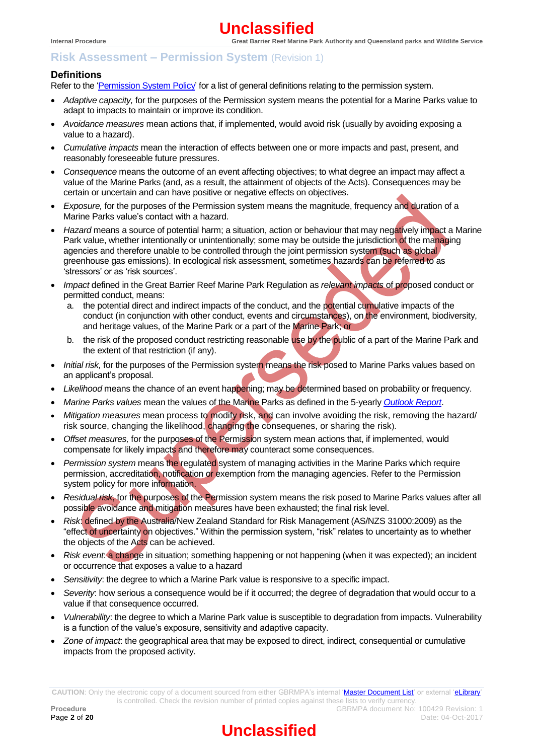## Risk Assessment – Permission System (Revision 1)

### Definitions

Refer to the 'Permission System Policy' for a list of general definitions relating to the permission system.

- *Adaptive capacity,* for the purposes of the Permission system means the potential for a Marine Parks value to adapt to impacts to maintain or improve its condition.
- *Avoidance measures* mean actions that, if implemented, would avoid risk (usually by avoiding exposing a value to a hazard).
- *Cumulative impacts* mean the interaction of effects between one or more impacts and past, present, and reasonably foreseeable future pressures.
- *Consequence* means the outcome of an event affecting objectives; to what degree an impact may affect a value of the Marine Parks (and, as a result, the attainment of objects of the Acts). Consequences may be certain or uncertain and can have positive or negative effects on objectives.
- *Exposure,* for the purposes of the Permission system means the magnitude, frequency and duration of a Marine Parks value's contact with a hazard.
- *Hazard* means a source of potential harm; a situation, action or behaviour that may negatively impact a Marine Park value, whether intentionally or unintentionally; some may be outside the jurisdiction of the managing agencies and therefore unable to be controlled through the joint permission system (such as global greenhouse gas emissions). In ecological risk assessment, sometimes hazards can be referred to as 'stressors' or as 'risk sources'.
- *Impact* defined in the Great Barrier Reef Marine Park Regulation as *relevant impacts* of proposed conduct or permitted conduct, means:
  a. the potential direct and indirect impacts of the conduct, and the potential cumulative impacts of the conduct (in conjunction with other conduct, events and circumstances), on the environment, biodiversity, and heritage values, of the Marine Park or a part of the Marine Park; or
  b. the risk of the proposed conduct restricting reasonable use by the public of a part of the Marine Park and the extent of that restriction (if any).
- *Initial risk,* for the purposes of the Permission system means the risk posed to Marine Parks values based on an applicant's proposal.
- *Likelihood* means the chance of an event happening; may be determined based on probability or frequency.
- *Marine Parks values* mean the values of the Marine Parks as defined in the 5-yearly *Outlook Report*.
- *Mitigation measures* mean process to modify risk, and can involve avoiding the risk, removing the hazard/ risk source, changing the likelihood, changing the consequenes, or sharing the risk).
- *Offset measures,* for the purposes of the Permission system mean actions that, if implemented, would compensate for likely impacts and therefore may counteract some consequences.
- *Permission system* means the regulated system of managing activities in the Marine Parks which require permission, accreditation, notification or exemption from the managing agencies. Refer to the Permission system policy for more information.
- *Residual risk,* for the purposes of the Permission system means the risk posed to Marine Parks values after all possible avoidance and mitigation measures have been exhausted; the final risk level.
- *Risk*: defined by the Australia/New Zealand Standard for Risk Management (AS/NZS 31000:2009) as the "effect of uncertainty on objectives." Within the permission system, "risk" relates to uncertainty as to whether the objects of the Acts can be achieved.
- *Risk event*: a change in situation; something happening or not happening (when it was expected); an incident or occurrence that exposes a value to a hazard
- *Sensitivity*: the degree to which a Marine Park value is responsive to a specific impact.
- *Severity*: how serious a consequence would be if it occurred; the degree of degradation that would occur to a value if that consequence occurred.
- *Vulnerability*: the degree to which a Marine Park value is susceptible to degradation from impacts. Vulnerability is a function of the value's exposure, sensitivity and adaptive capacity.
- *Zone of impact*: the geographical area that may be exposed to direct, indirect, consequential or cumulative impacts from the proposed activity.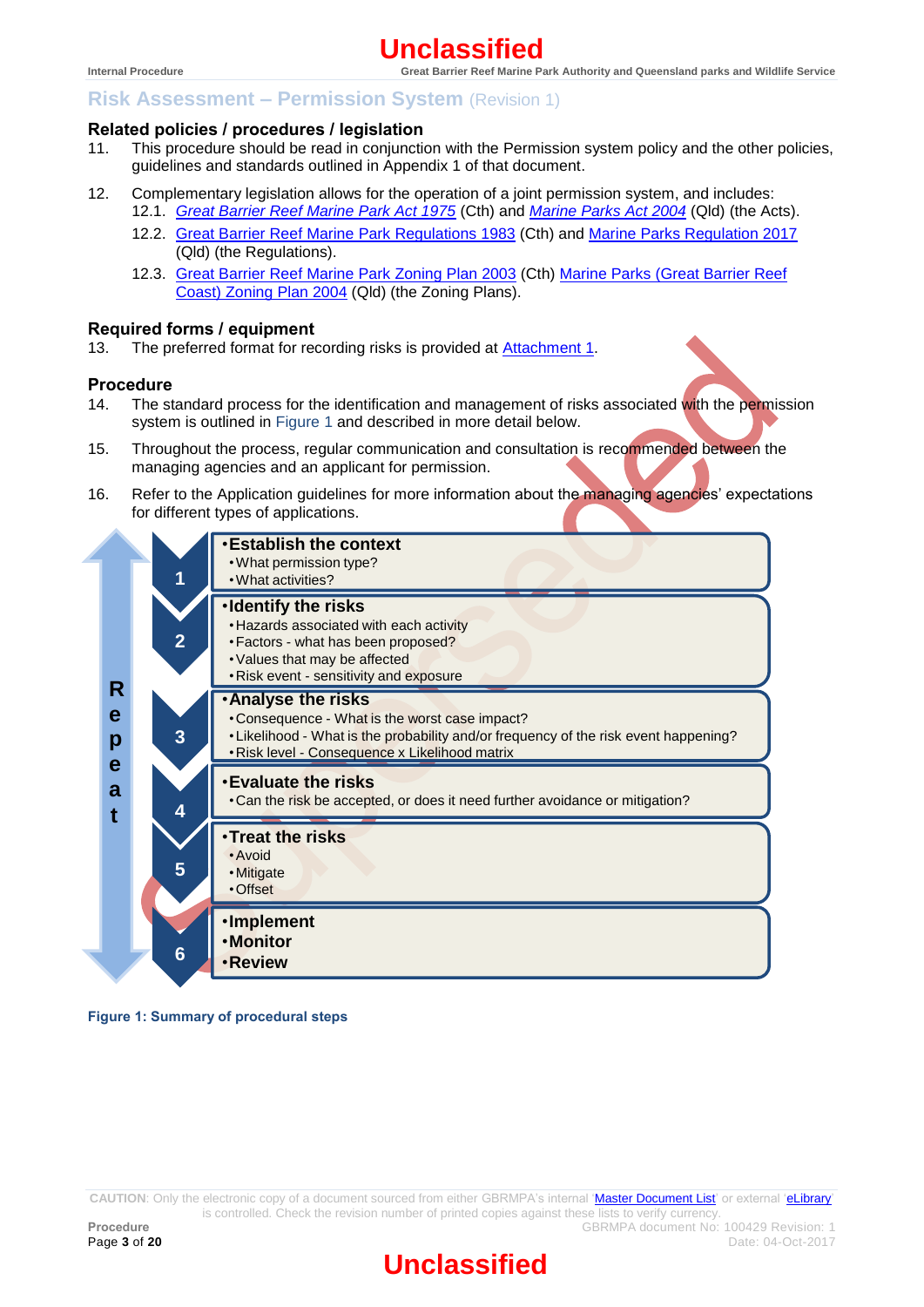## Related policies / procedures / legislation

11. This procedure should be read in conjunction with the Permission system policy and the other policies, guidelines and standards outlined in Appendix 1 of that document.

12. Complementary legislation allows for the operation of a joint permission system, and includes:
    - 12.1. *Great Barrier Reef Marine Park Act 1975* (Cth) and *Marine Parks Act 2004* (Qld) (the Acts).
    - 12.2. Great Barrier Reef Marine Park Regulations 1983 (Cth) and Marine Parks Regulation 2017 (Qld) (the Regulations).
    - 12.3. Great Barrier Reef Marine Park Zoning Plan 2003 (Cth) Marine Parks (Great Barrier Reef Coast) Zoning Plan 2004 (Qld) (the Zoning Plans).

## Required forms / equipment

13. The preferred format for recording risks is provided at Attachment 1.

## Procedure

14. The standard process for the identification and management of risks associated with the permission system is outlined in Figure 1 and described in more detail below.

15. Throughout the process, regular communication and consultation is recommended between the managing agencies and an applicant for permission.

16. Refer to the Application guidelines for more information about the managing agencies' expectations for different types of applications.

**Repeat**

1.
- **Establish the context**
  - What permission type?
  - What activities?

2.
- **Identify the risks**
  - Hazards associated with each activity
  - Factors - what has been proposed?
  - Values that may be affected
  - Risk event - sensitivity and exposure

3.
- **Analyse the risks**
  - Consequence - What is the worst case impact?
  - Likelihood - What is the probability and/or frequency of the risk event happening?
  - Risk level - Consequence x Likelihood matrix

4.
- **Evaluate the risks**
  - Can the risk be accepted, or does it need further avoidance or mitigation?

5.
- **Treat the risks**
  - Avoid
  - Mitigate
  - Offset

6.
- **Implement**
- **Monitor**
- **Review**

**Figure 1: Summary of procedural steps**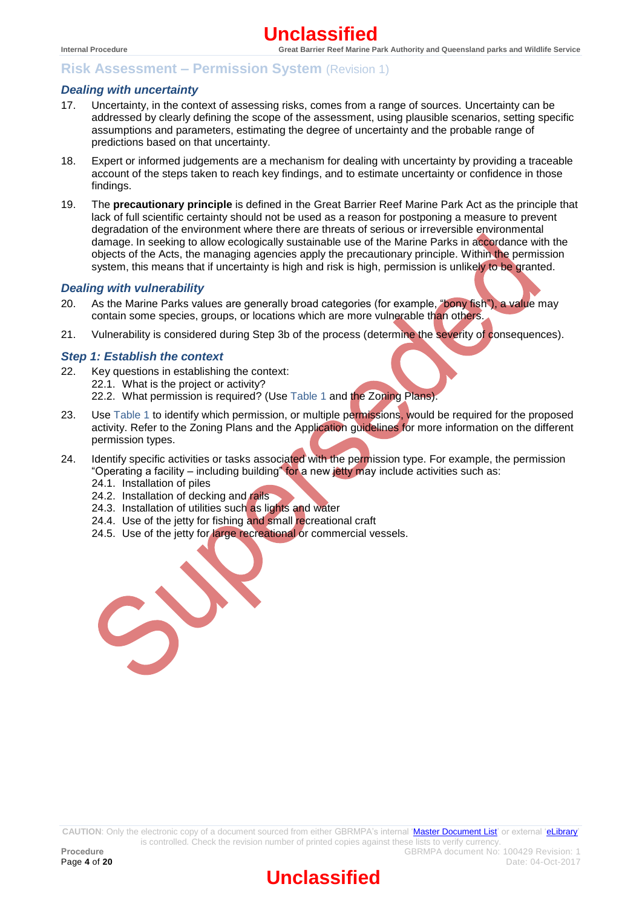### Dealing with uncertainty

17. Uncertainty, in the context of assessing risks, comes from a range of sources. Uncertainty can be addressed by clearly defining the scope of the assessment, using plausible scenarios, setting specific assumptions and parameters, estimating the degree of uncertainty and the probable range of predictions based on that uncertainty.

18. Expert or informed judgements are a mechanism for dealing with uncertainty by providing a traceable account of the steps taken to reach key findings, and to estimate uncertainty or confidence in those findings.

19. The **precautionary principle** is defined in the Great Barrier Reef Marine Park Act as the principle that lack of full scientific certainty should not be used as a reason for postponing a measure to prevent degradation of the environment where there are threats of serious or irreversible environmental damage. In seeking to allow ecologically sustainable use of the Marine Parks in accordance with the objects of the Acts, the managing agencies apply the precautionary principle. Within the permission system, this means that if uncertainty is high and risk is high, permission is unlikely to be granted.

### Dealing with vulnerability

20. As the Marine Parks values are generally broad categories (for example, "bony fish"), a value may contain some species, groups, or locations which are more vulnerable than others.

21. Vulnerability is considered during Step 3b of the process (determine the severity of consequences).

### Step 1: Establish the context

22. Key questions in establishing the context:
    - 22.1. What is the project or activity?
    - 22.2. What permission is required? (Use Table 1 and the Zoning Plans).

23. Use Table 1 to identify which permission, or multiple permissions, would be required for the proposed activity. Refer to the Zoning Plans and the Application guidelines for more information on the different permission types.

24. Identify specific activities or tasks associated with the permission type. For example, the permission "Operating a facility – including building" for a new jetty may include activities such as:
    - 24.1. Installation of piles
    - 24.2. Installation of decking and rails
    - 24.3. Installation of utilities such as lights and water
    - 24.4. Use of the jetty for fishing and small recreational craft
    - 24.5. Use of the jetty for large recreational or commercial vessels.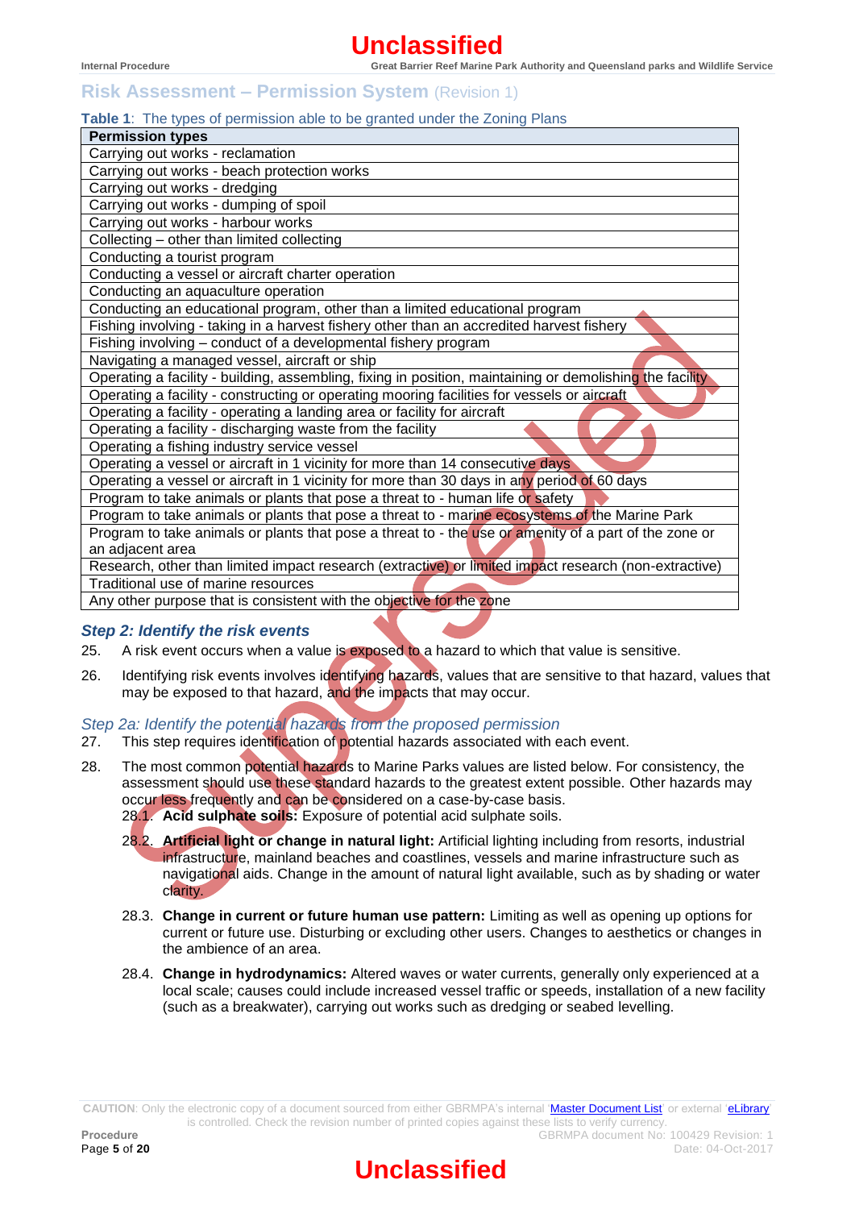## Risk Assessment – Permission System (Revision 1)

**Table 1**: The types of permission able to be granted under the Zoning Plans

| Permission types |
|---|
| Carrying out works - reclamation |
| Carrying out works - beach protection works |
| Carrying out works - dredging |
| Carrying out works - dumping of spoil |
| Carrying out works - harbour works |
| Collecting – other than limited collecting |
| Conducting a tourist program |
| Conducting a vessel or aircraft charter operation |
| Conducting an aquaculture operation |
| Conducting an educational program, other than a limited educational program |
| Fishing involving - taking in a harvest fishery other than an accredited harvest fishery |
| Fishing involving – conduct of a developmental fishery program |
| Navigating a managed vessel, aircraft or ship |
| Operating a facility - building, assembling, fixing in position, maintaining or demolishing the facility |
| Operating a facility - constructing or operating mooring facilities for vessels or aircraft |
| Operating a facility - operating a landing area or facility for aircraft |
| Operating a facility - discharging waste from the facility |
| Operating a fishing industry service vessel |
| Operating a vessel or aircraft in 1 vicinity for more than 14 consecutive days |
| Operating a vessel or aircraft in 1 vicinity for more than 30 days in any period of 60 days |
| Program to take animals or plants that pose a threat to - human life or safety |
| Program to take animals or plants that pose a threat to - marine ecosystems of the Marine Park |
| Program to take animals or plants that pose a threat to - the use or amenity of a part of the zone or an adjacent area |
| Research, other than limited impact research (extractive) or limited impact research (non-extractive) |
| Traditional use of marine resources |
| Any other purpose that is consistent with the objective for the zone |

### *Step 2: Identify the risk events*

25. A risk event occurs when a value is exposed to a hazard to which that value is sensitive.

26. Identifying risk events involves identifying hazards, values that are sensitive to that hazard, values that may be exposed to that hazard, and the impacts that may occur.

#### *Step 2a: Identify the potential hazards from the proposed permission*

27. This step requires identification of potential hazards associated with each event.

28. The most common potential hazards to Marine Parks values are listed below. For consistency, the assessment should use these standard hazards to the greatest extent possible. Other hazards may occur less frequently and can be considered on a case-by-case basis.

    28.1. **Acid sulphate soils:** Exposure of potential acid sulphate soils.

    28.2. **Artificial light or change in natural light:** Artificial lighting including from resorts, industrial infrastructure, mainland beaches and coastlines, vessels and marine infrastructure such as navigational aids. Change in the amount of natural light available, such as by shading or water clarity.

    28.3. **Change in current or future human use pattern:** Limiting as well as opening up options for current or future use. Disturbing or excluding other users. Changes to aesthetics or changes in the ambience of an area.

    28.4. **Change in hydrodynamics:** Altered waves or water currents, generally only experienced at a local scale; causes could include increased vessel traffic or speeds, installation of a new facility (such as a breakwater), carrying out works such as dredging or seabed levelling.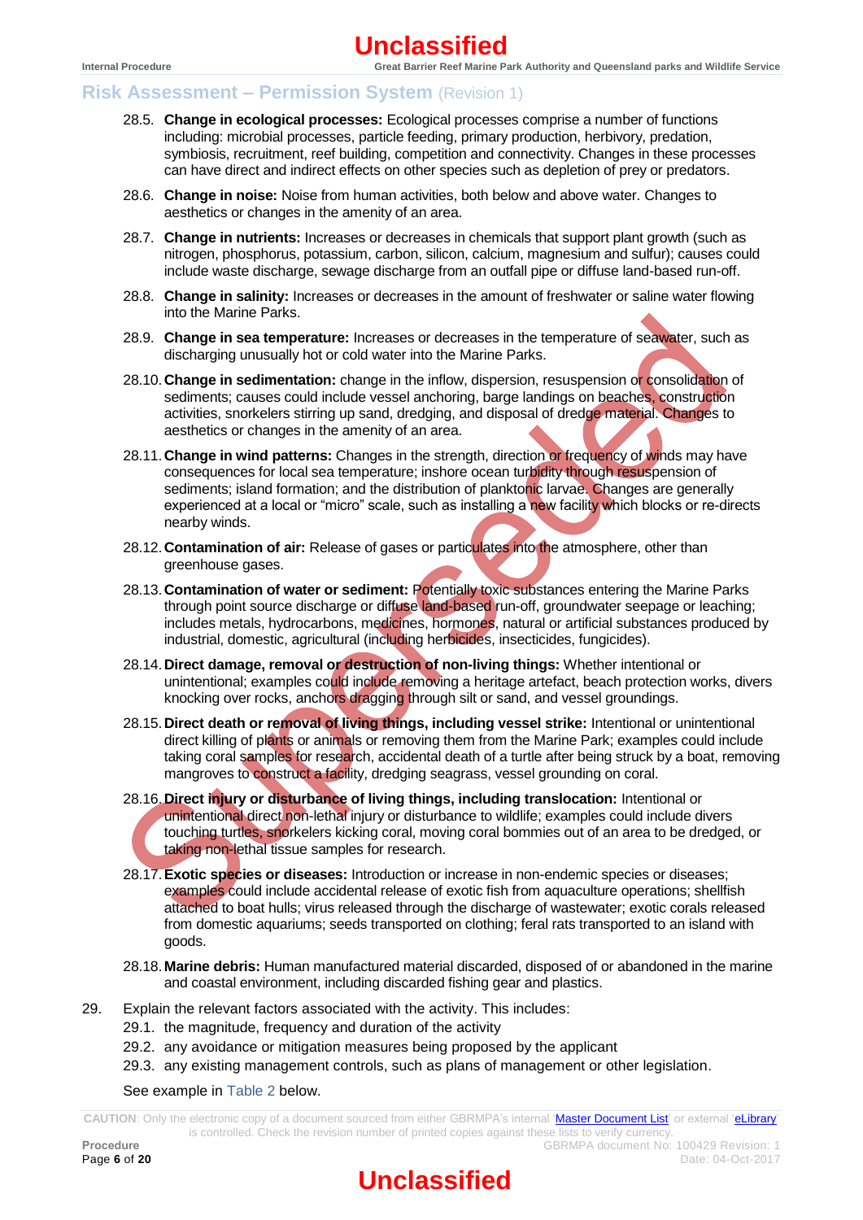28.5. **Change in ecological processes:** Ecological processes comprise a number of functions including: microbial processes, particle feeding, primary production, herbivory, predation, symbiosis, recruitment, reef building, competition and connectivity. Changes in these processes can have direct and indirect effects on other species such as depletion of prey or predators.

28.6. **Change in noise:** Noise from human activities, both below and above water. Changes to aesthetics or changes in the amenity of an area.

28.7. **Change in nutrients:** Increases or decreases in chemicals that support plant growth (such as nitrogen, phosphorus, potassium, carbon, silicon, calcium, magnesium and sulfur); causes could include waste discharge, sewage discharge from an outfall pipe or diffuse land-based run-off.

28.8. **Change in salinity:** Increases or decreases in the amount of freshwater or saline water flowing into the Marine Parks.

28.9. **Change in sea temperature:** Increases or decreases in the temperature of seawater, such as discharging unusually hot or cold water into the Marine Parks.

28.10. **Change in sedimentation:** change in the inflow, dispersion, resuspension or consolidation of sediments; causes could include vessel anchoring, barge landings on beaches, construction activities, snorkelers stirring up sand, dredging, and disposal of dredge material. Changes to aesthetics or changes in the amenity of an area.

28.11. **Change in wind patterns:** Changes in the strength, direction or frequency of winds may have consequences for local sea temperature; inshore ocean turbidity through resuspension of sediments; island formation; and the distribution of planktonic larvae. Changes are generally experienced at a local or "micro" scale, such as installing a new facility which blocks or re-directs nearby winds.

28.12. **Contamination of air:** Release of gases or particulates into the atmosphere, other than greenhouse gases.

28.13. **Contamination of water or sediment:** Potentially toxic substances entering the Marine Parks through point source discharge or diffuse land-based run-off, groundwater seepage or leaching; includes metals, hydrocarbons, medicines, hormones, natural or artificial substances produced by industrial, domestic, agricultural (including herbicides, insecticides, fungicides).

28.14. **Direct damage, removal or destruction of non-living things:** Whether intentional or unintentional; examples could include removing a heritage artefact, beach protection works, divers knocking over rocks, anchors dragging through silt or sand, and vessel groundings.

28.15. **Direct death or removal of living things, including vessel strike:** Intentional or unintentional direct killing of plants or animals or removing them from the Marine Park; examples could include taking coral samples for research, accidental death of a turtle after being struck by a boat, removing mangroves to construct a facility, dredging seagrass, vessel grounding on coral.

28.16. **Direct injury or disturbance of living things, including translocation:** Intentional or unintentional direct non-lethal injury or disturbance to wildlife; examples could include divers touching turtles, snorkelers kicking coral, moving coral bommies out of an area to be dredged, or taking non-lethal tissue samples for research.

28.17. **Exotic species or diseases:** Introduction or increase in non-endemic species or diseases; examples could include accidental release of exotic fish from aquaculture operations; shellfish attached to boat hulls; virus released through the discharge of wastewater; exotic corals released from domestic aquariums; seeds transported on clothing; feral rats transported to an island with goods.

28.18. **Marine debris:** Human manufactured material discarded, disposed of or abandoned in the marine and coastal environment, including discarded fishing gear and plastics.

29. Explain the relevant factors associated with the activity. This includes:

29.1. the magnitude, frequency and duration of the activity

29.2. any avoidance or mitigation measures being proposed by the applicant

29.3. any existing management controls, such as plans of management or other legislation.

See example in Table 2 below.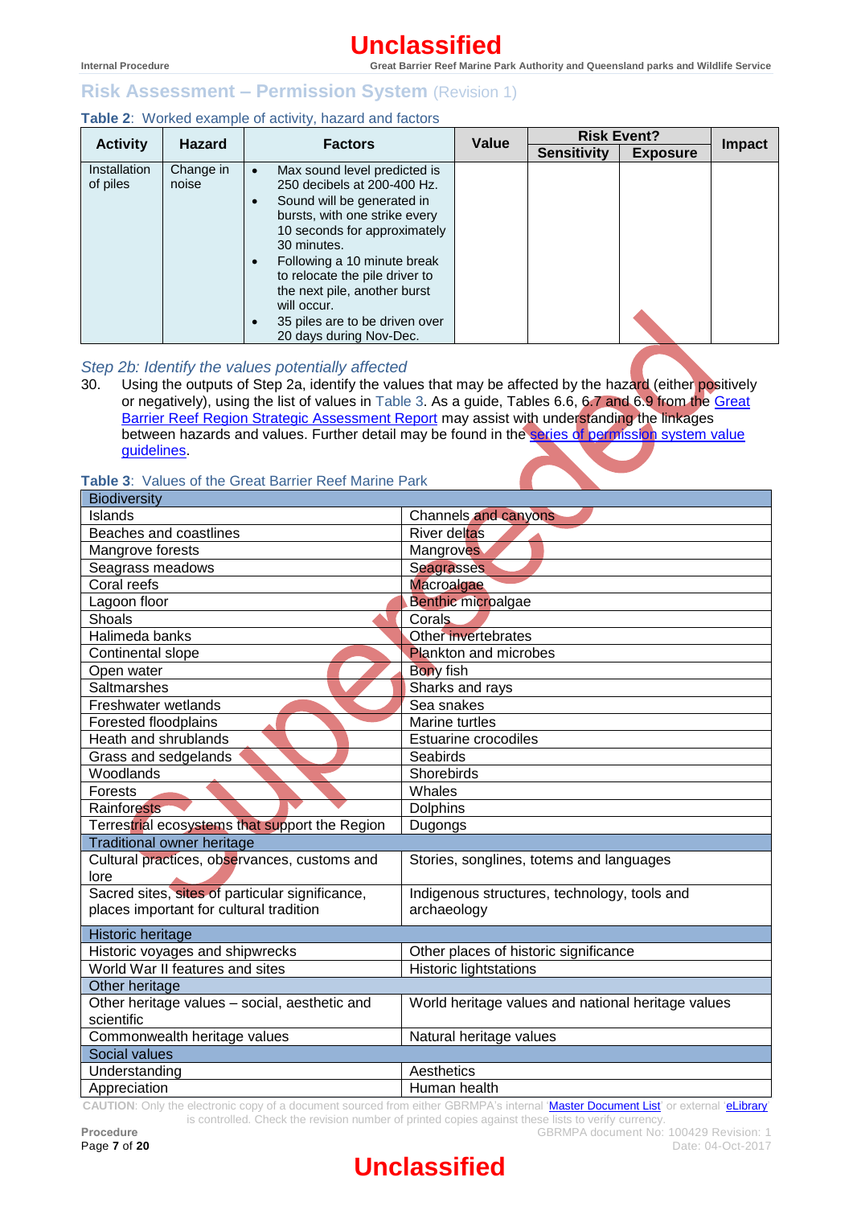## Risk Assessment – Permission System (Revision 1)

**Table 2**: Worked example of activity, hazard and factors

| Activity | Hazard | Factors | Value | Risk Event? | | Impact |
|---|---|---|---|---|---|---|
| | | | | Sensitivity | Exposure | |
| Installation of piles | Change in noise | • Max sound level predicted is 250 decibels at 200-400 Hz.<br>• Sound will be generated in bursts, with one strike every 10 seconds for approximately 30 minutes.<br>• Following a 10 minute break to relocate the pile driver to the next pile, another burst will occur.<br>• 35 piles are to be driven over 20 days during Nov-Dec. | | | | |

### *Step 2b: Identify the values potentially affected*

30. Using the outputs of Step 2a, identify the values that may be affected by the hazard (either positively or negatively), using the list of values in Table 3. As a guide, Tables 6.6, 6.7 and 6.9 from the Great Barrier Reef Region Strategic Assessment Report may assist with understanding the linkages between hazards and values. Further detail may be found in the series of permission system value guidelines.

**Table 3**: Values of the Great Barrier Reef Marine Park

| Biodiversity | |
|---|---|
| Islands | Channels and canyons |
| Beaches and coastlines | River deltas |
| Mangrove forests | Mangroves |
| Seagrass meadows | Seagrasses |
| Coral reefs | Macroalgae |
| Lagoon floor | Benthic microalgae |
| Shoals | Corals |
| Halimeda banks | Other invertebrates |
| Continental slope | Plankton and microbes |
| Open water | Bony fish |
| Saltmarshes | Sharks and rays |
| Freshwater wetlands | Sea snakes |
| Forested floodplains | Marine turtles |
| Heath and shrublands | Estuarine crocodiles |
| Grass and sedgelands | Seabirds |
| Woodlands | Shorebirds |
| Forests | Whales |
| Rainforests | Dolphins |
| Terrestrial ecosystems that support the Region | Dugongs |
| **Traditional owner heritage** | |
| Cultural practices, observances, customs and lore | Stories, songlines, totems and languages |
| Sacred sites, sites of particular significance, places important for cultural tradition | Indigenous structures, technology, tools and archaeology |
| **Historic heritage** | |
| Historic voyages and shipwrecks | Other places of historic significance |
| World War II features and sites | Historic lightstations |
| **Other heritage** | |
| Other heritage values – social, aesthetic and scientific | World heritage values and national heritage values |
| Commonwealth heritage values | Natural heritage values |
| **Social values** | |
| Understanding | Aesthetics |
| Appreciation | Human health |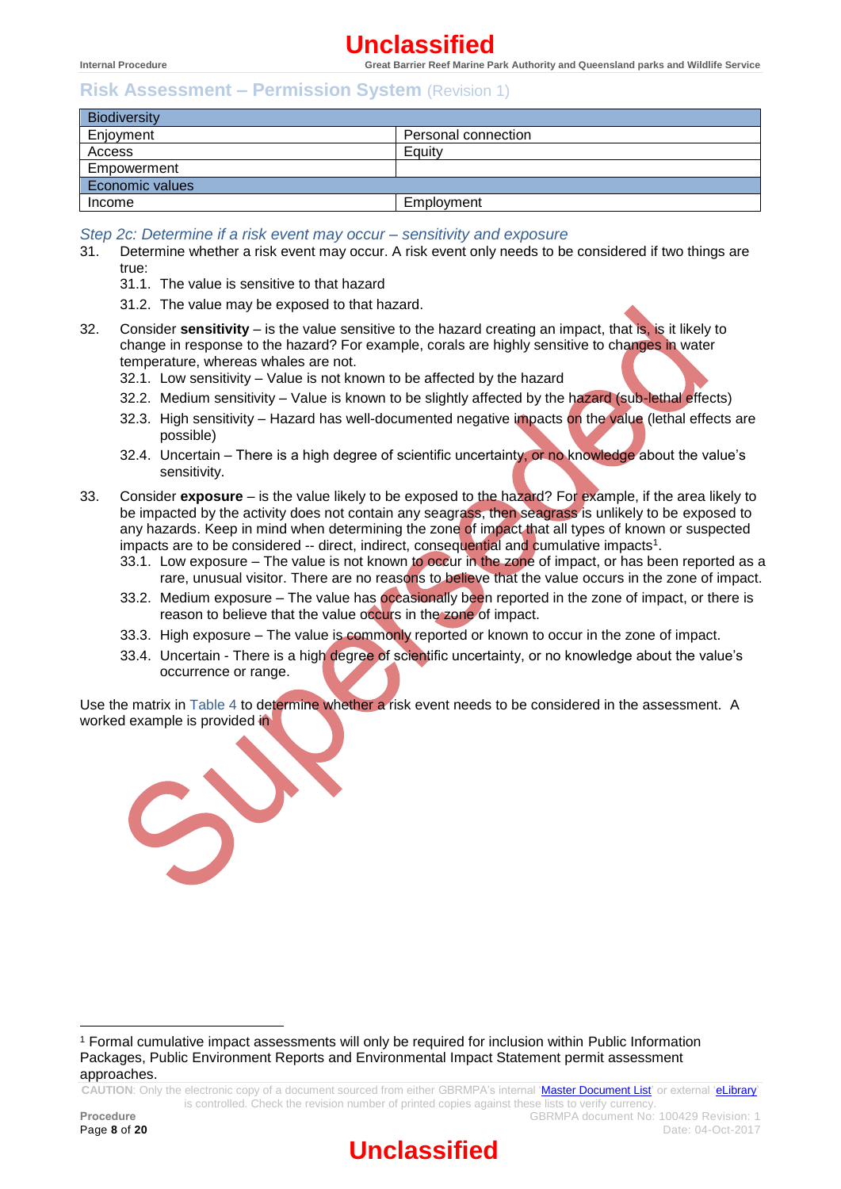| Biodiversity | |
|---|---|
| Enjoyment | Personal connection |
| Access | Equity |
| Empowerment | |
| Economic values | |
| Income | Employment |

### *Step 2c: Determine if a risk event may occur – sensitivity and exposure*

31. Determine whether a risk event may occur. A risk event only needs to be considered if two things are true:
    31.1. The value is sensitive to that hazard
    31.2. The value may be exposed to that hazard.

32. Consider **sensitivity** – is the value sensitive to the hazard creating an impact, that is, is it likely to change in response to the hazard? For example, corals are highly sensitive to changes in water temperature, whereas whales are not.
    32.1. Low sensitivity – Value is not known to be affected by the hazard
    32.2. Medium sensitivity – Value is known to be slightly affected by the hazard (sub-lethal effects)
    32.3. High sensitivity – Hazard has well-documented negative impacts on the value (lethal effects are possible)
    32.4. Uncertain – There is a high degree of scientific uncertainty, or no knowledge about the value's sensitivity.

33. Consider **exposure** – is the value likely to be exposed to the hazard? For example, if the area likely to be impacted by the activity does not contain any seagrass, then seagrass is unlikely to be exposed to any hazards. Keep in mind when determining the zone of impact that all types of known or suspected impacts are to be considered -- direct, indirect, consequential and cumulative impacts[1].
    33.1. Low exposure – The value is not known to occur in the zone of impact, or has been reported as a rare, unusual visitor. There are no reasons to believe that the value occurs in the zone of impact.
    33.2. Medium exposure – The value has occasionally been reported in the zone of impact, or there is reason to believe that the value occurs in the zone of impact.
    33.3. High exposure – The value is commonly reported or known to occur in the zone of impact.
    33.4. Uncertain - There is a high degree of scientific uncertainty, or no knowledge about the value's occurrence or range.

Use the matrix in Table 4 to determine whether a risk event needs to be considered in the assessment. A worked example is provided in

[1] Formal cumulative impact assessments will only be required for inclusion within Public Information Packages, Public Environment Reports and Environmental Impact Statement permit assessment approaches.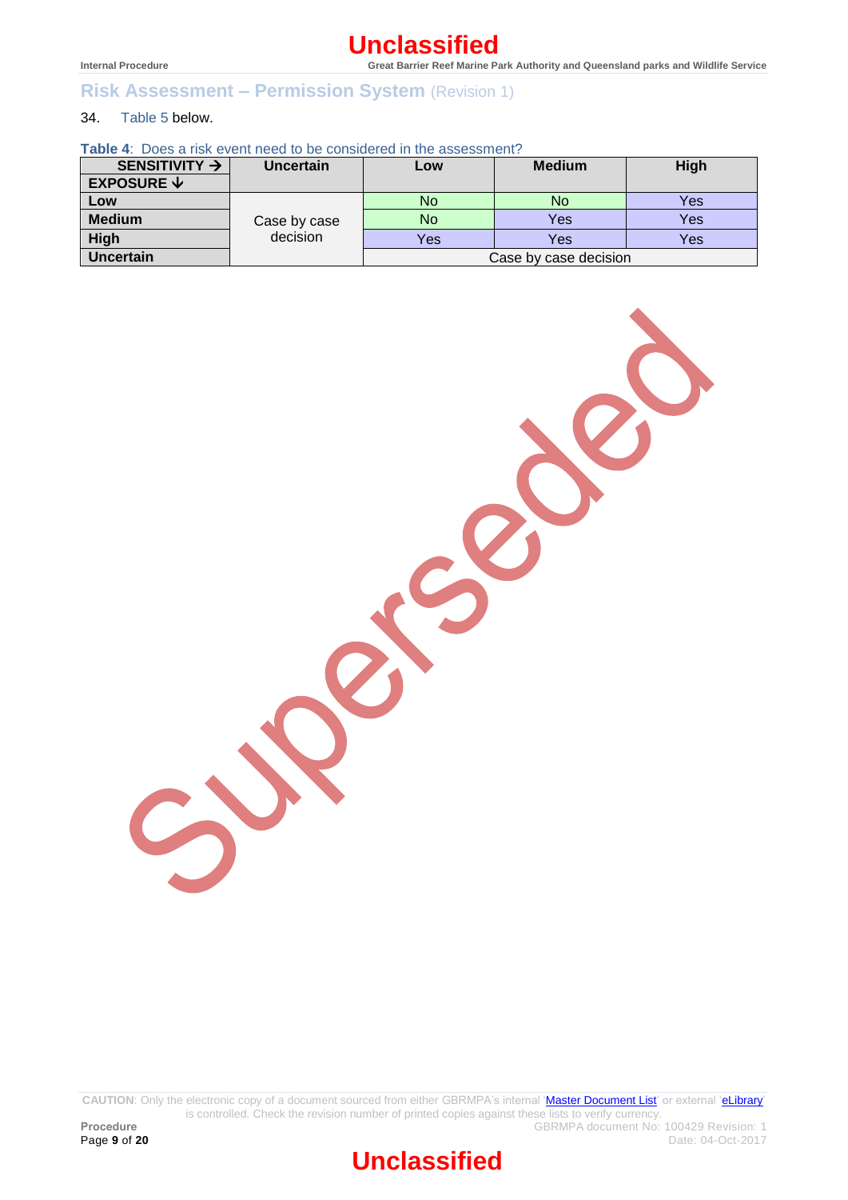34. Table 5 below.

**Table 4**: Does a risk event need to be considered in the assessment?

| SENSITIVITY → / EXPOSURE ↓ | Uncertain | Low | Medium | High |
|---|---|---|---|---|
| **Low** | Case by case decision | No | No | Yes |
| **Medium** | | No | Yes | Yes |
| **High** | | Yes | Yes | Yes |
| **Uncertain** | | Case by case decision | | |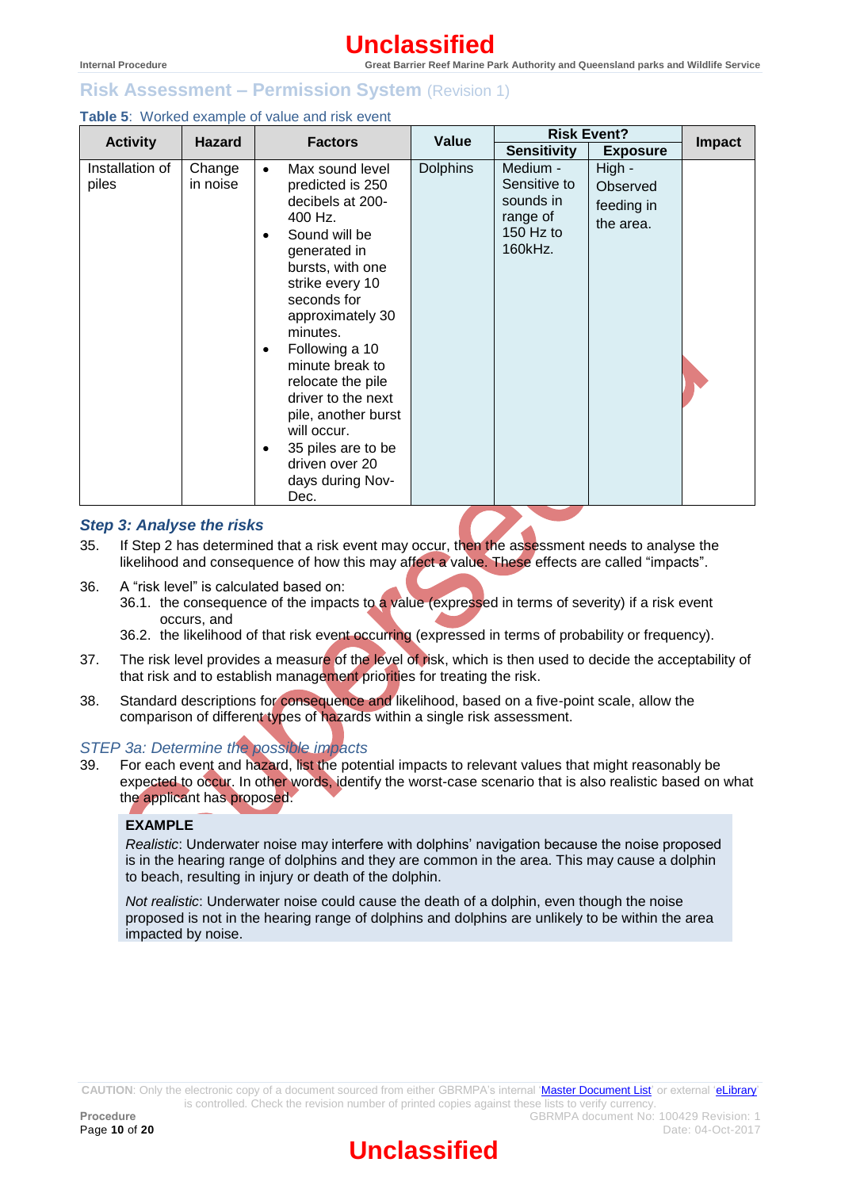## Risk Assessment – Permission System (Revision 1)

**Table 5**: Worked example of value and risk event

| Activity | Hazard | Factors | Value | Risk Event? | | Impact |
|---|---|---|---|---|---|---|
| | | | | Sensitivity | Exposure | |
| Installation of piles | Change in noise | • Max sound level predicted is 250 decibels at 200-400 Hz.<br>• Sound will be generated in bursts, with one strike every 10 seconds for approximately 30 minutes.<br>• Following a 10 minute break to relocate the pile driver to the next pile, another burst will occur.<br>• 35 piles are to be driven over 20 days during Nov-Dec. | Dolphins | Medium - Sensitive to sounds in range of 150 Hz to 160kHz. | High - Observed feeding in the area. | |

### Step 3: Analyse the risks

35. If Step 2 has determined that a risk event may occur, then the assessment needs to analyse the likelihood and consequence of how this may affect a value. These effects are called "impacts".

36. A "risk level" is calculated based on:
    36.1. the consequence of the impacts to a value (expressed in terms of severity) if a risk event occurs, and
    36.2. the likelihood of that risk event occurring (expressed in terms of probability or frequency).

37. The risk level provides a measure of the level of risk, which is then used to decide the acceptability of that risk and to establish management priorities for treating the risk.

38. Standard descriptions for consequence and likelihood, based on a five-point scale, allow the comparison of different types of hazards within a single risk assessment.

#### STEP 3a: Determine the possible impacts

39. For each event and hazard, list the potential impacts to relevant values that might reasonably be expected to occur. In other words, identify the worst-case scenario that is also realistic based on what the applicant has proposed.

**EXAMPLE**

*Realistic*: Underwater noise may interfere with dolphins' navigation because the noise proposed is in the hearing range of dolphins and they are common in the area. This may cause a dolphin to beach, resulting in injury or death of the dolphin.

*Not realistic*: Underwater noise could cause the death of a dolphin, even though the noise proposed is not in the hearing range of dolphins and dolphins are unlikely to be within the area impacted by noise.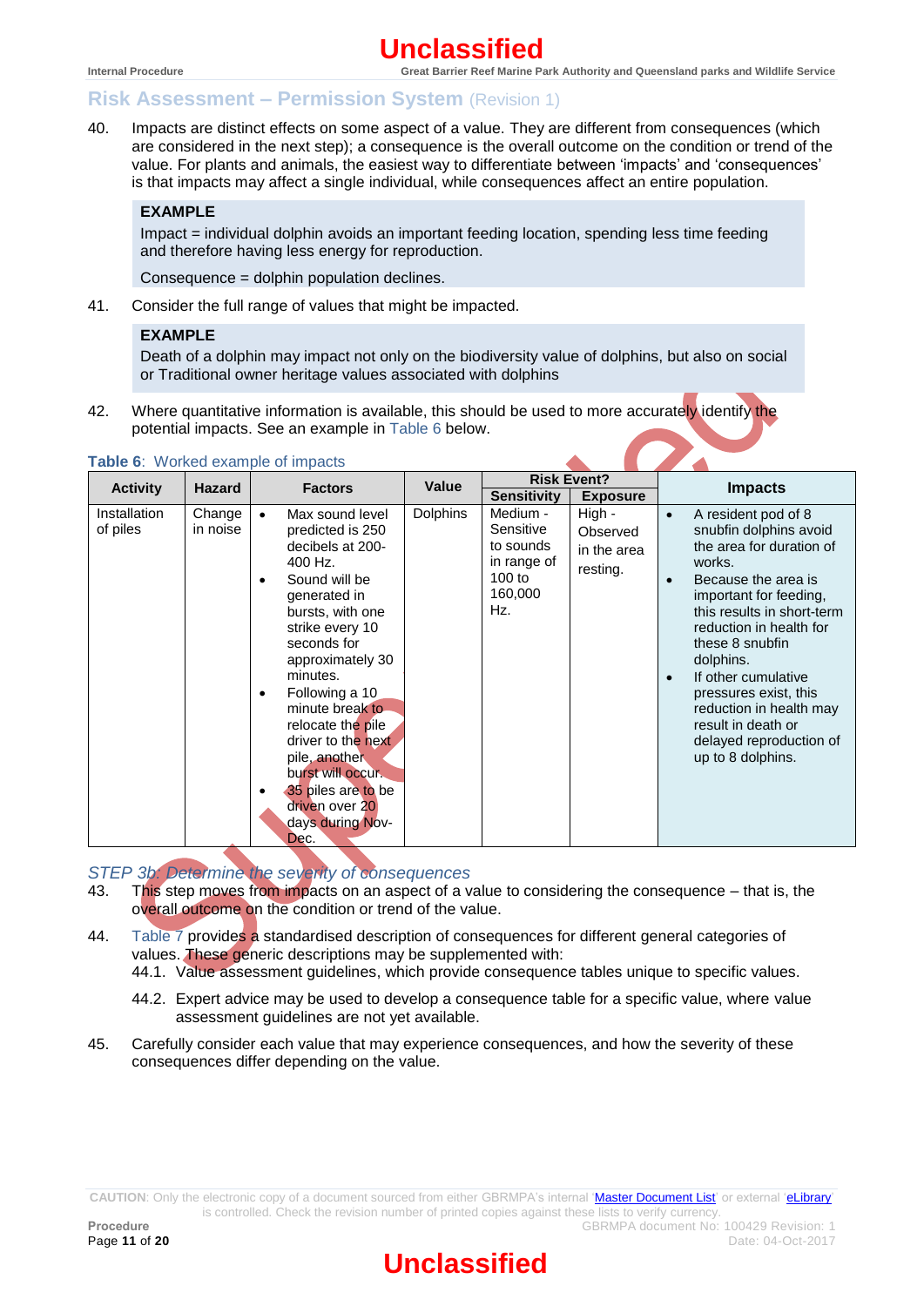40. Impacts are distinct effects on some aspect of a value. They are different from consequences (which are considered in the next step); a consequence is the overall outcome on the condition or trend of the value. For plants and animals, the easiest way to differentiate between 'impacts' and 'consequences' is that impacts may affect a single individual, while consequences affect an entire population.

> **EXAMPLE**
>
> Impact = individual dolphin avoids an important feeding location, spending less time feeding and therefore having less energy for reproduction.
>
> Consequence = dolphin population declines.

41. Consider the full range of values that might be impacted.

> **EXAMPLE**
>
> Death of a dolphin may impact not only on the biodiversity value of dolphins, but also on social or Traditional owner heritage values associated with dolphins

42. Where quantitative information is available, this should be used to more accurately identify the potential impacts. See an example in Table 6 below.

**Table 6**: Worked example of impacts

| Activity | Hazard | Factors | Value | Risk Event? | | Impacts |
|---|---|---|---|---|---|---|
| | | | | Sensitivity | Exposure | |
| Installation of piles | Change in noise | • Max sound level predicted is 250 decibels at 200-400 Hz.<br>• Sound will be generated in bursts, with one strike every 10 seconds for approximately 30 minutes.<br>• Following a 10 minute break to relocate the pile driver to the next pile, another burst will occur.<br>• 35 piles are to be driven over 20 days during Nov-Dec. | Dolphins | Medium - Sensitive to sounds in range of 100 to 160,000 Hz. | High - Observed in the area resting. | • A resident pod of 8 snubfin dolphins avoid the area for duration of works.<br>• Because the area is important for feeding, this results in short-term reduction in health for these 8 snubfin dolphins.<br>• If other cumulative pressures exist, this reduction in health may result in death or delayed reproduction of up to 8 dolphins. |

### *STEP 3b: Determine the severity of consequences*

43. This step moves from impacts on an aspect of a value to considering the consequence – that is, the overall outcome on the condition or trend of the value.

44. Table 7 provides a standardised description of consequences for different general categories of values. These generic descriptions may be supplemented with:
    44.1. Value assessment guidelines, which provide consequence tables unique to specific values.
    44.2. Expert advice may be used to develop a consequence table for a specific value, where value assessment guidelines are not yet available.

45. Carefully consider each value that may experience consequences, and how the severity of these consequences differ depending on the value.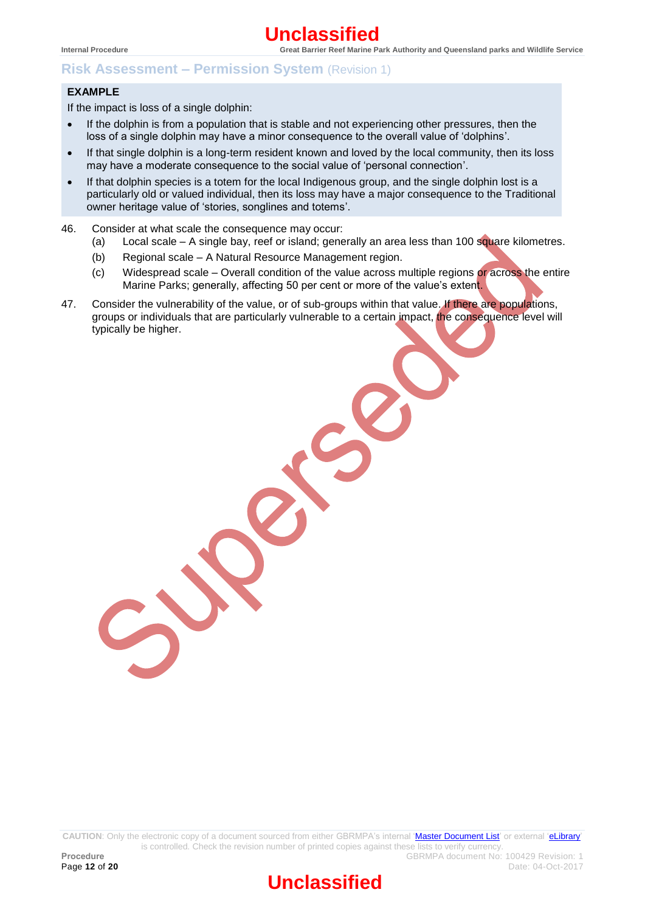**EXAMPLE**

If the impact is loss of a single dolphin:

- If the dolphin is from a population that is stable and not experiencing other pressures, then the loss of a single dolphin may have a minor consequence to the overall value of 'dolphins'.
- If that single dolphin is a long-term resident known and loved by the local community, then its loss may have a moderate consequence to the social value of 'personal connection'.
- If that dolphin species is a totem for the local Indigenous group, and the single dolphin lost is a particularly old or valued individual, then its loss may have a major consequence to the Traditional owner heritage value of 'stories, songlines and totems'.

46. Consider at what scale the consequence may occur:
    (a) Local scale – A single bay, reef or island; generally an area less than 100 square kilometres.
    (b) Regional scale – A Natural Resource Management region.
    (c) Widespread scale – Overall condition of the value across multiple regions or across the entire Marine Parks; generally, affecting 50 per cent or more of the value's extent.

47. Consider the vulnerability of the value, or of sub-groups within that value. If there are populations, groups or individuals that are particularly vulnerable to a certain impact, the consequence level will typically be higher.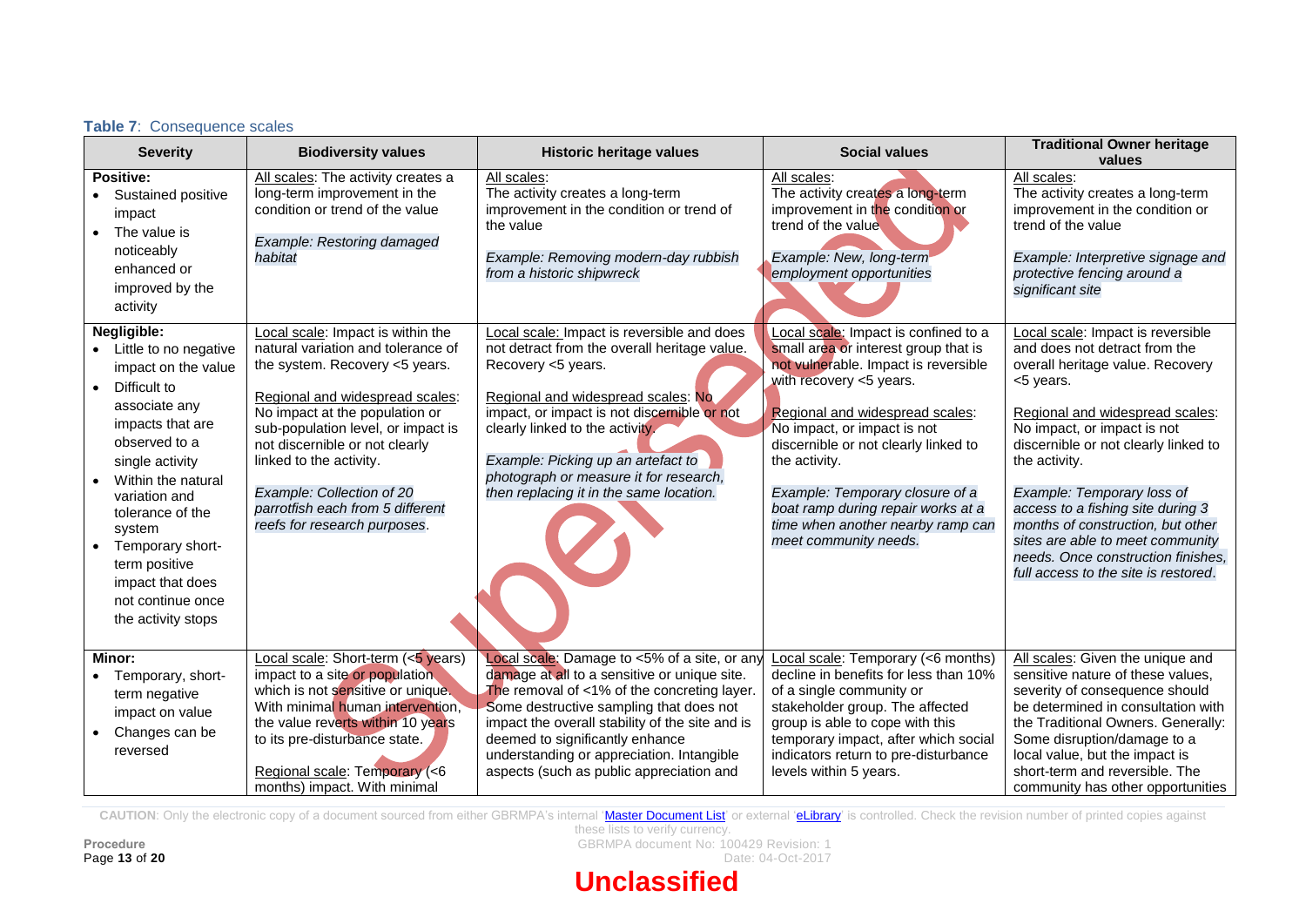**Table 7**: Consequence scales

| Severity | Biodiversity values | Historic heritage values | Social values | Traditional Owner heritage values |
|---|---|---|---|---|
| **Positive:**<br>• Sustained positive impact<br>• The value is noticeably enhanced or improved by the activity | All scales: The activity creates a long-term improvement in the condition or trend of the value<br><br>*Example: Restoring damaged habitat* | All scales:<br>The activity creates a long-term improvement in the condition or trend of the value<br><br>*Example: Removing modern-day rubbish from a historic shipwreck* | All scales:<br>The activity creates a long-term improvement in the condition or trend of the value<br><br>*Example: New, long-term employment opportunities* | All scales:<br>The activity creates a long-term improvement in the condition or trend of the value<br><br>*Example: Interpretive signage and protective fencing around a significant site* |
| **Negligible:**<br>• Little to no negative impact on the value<br>• Difficult to associate any impacts that are observed to a single activity<br>• Within the natural variation and tolerance of the system<br>• Temporary short-term positive impact that does not continue once the activity stops | Local scale: Impact is within the natural variation and tolerance of the system. Recovery <5 years.<br><br>Regional and widespread scales: No impact at the population or sub-population level, or impact is not discernible or not clearly linked to the activity.<br><br>*Example: Collection of 20 parrotfish each from 5 different reefs for research purposes*. | Local scale: Impact is reversible and does not detract from the overall heritage value. Recovery <5 years.<br><br>Regional and widespread scales: No impact, or impact is not discernible or not clearly linked to the activity.<br><br>*Example: Picking up an artefact to photograph or measure it for research, then replacing it in the same location.* | Local scale: Impact is confined to a small area or interest group that is not vulnerable. Impact is reversible with recovery <5 years.<br><br>Regional and widespread scales: No impact, or impact is not discernible or not clearly linked to the activity.<br><br>*Example: Temporary closure of a boat ramp during repair works at a time when another nearby ramp can meet community needs.* | Local scale: Impact is reversible and does not detract from the overall heritage value. Recovery <5 years.<br><br>Regional and widespread scales: No impact, or impact is not discernible or not clearly linked to the activity.<br><br>*Example: Temporary loss of access to a fishing site during 3 months of construction, but other sites are able to meet community needs. Once construction finishes, full access to the site is restored*. |
| **Minor:**<br>• Temporary, short-term negative impact on value<br>• Changes can be reversed | Local scale: Short-term (<5 years) impact to a site or population which is not sensitive or unique. With minimal human intervention, the value reverts within 10 years to its pre-disturbance state.<br><br>Regional scale: Temporary (<6 months) impact. With minimal | Local scale: Damage to <5% of a site, or any damage at all to a sensitive or unique site. The removal of <1% of the concreting layer. Some destructive sampling that does not impact the overall stability of the site and is deemed to significantly enhance understanding or appreciation. Intangible aspects (such as public appreciation and | Local scale: Temporary (<6 months) decline in benefits for less than 10% of a single community or stakeholder group. The affected group is able to cope with this temporary impact, after which social indicators return to pre-disturbance levels within 5 years. | All scales: Given the unique and sensitive nature of these values, severity of consequence should be determined in consultation with the Traditional Owners. Generally: Some disruption/damage to a local value, but the impact is short-term and reversible. The community has other opportunities |

CAUTION: Only the electronic copy of a document sourced from either GBRMPA's internal 'Master Document List' or external 'eLibrary' is controlled. Check the revision number of printed copies against these lists to verify currency.

Procedure

GBRMPA document No: 100429 Revision: 1
Date: 04-Oct-2017

**Unclassified**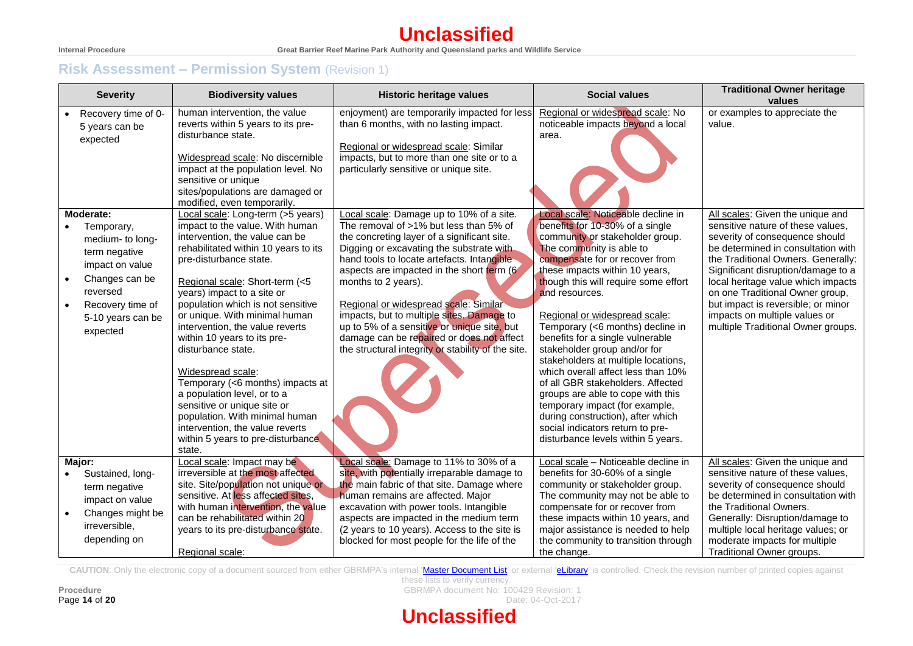## Risk Assessment – Permission System (Revision 1)

| Severity | Biodiversity values | Historic heritage values | Social values | Traditional Owner heritage values |
|---|---|---|---|---|
| • Recovery time of 0-5 years can be expected | human intervention, the value reverts within 5 years to its pre-disturbance state.<br><br>Widespread scale: No discernible impact at the population level. No sensitive or unique sites/populations are damaged or modified, even temporarily. | enjoyment) are temporarily impacted for less than 6 months, with no lasting impact.<br><br>Regional or widespread scale: Similar impacts, but to more than one site or to a particularly sensitive or unique site. | Regional or widespread scale: No noticeable impacts beyond a local area. | or examples to appreciate the value. |
| **Moderate:**<br>• Temporary, medium- to long-term negative impact on value<br>• Changes can be reversed<br>• Recovery time of 5-10 years can be expected | Local scale: Long-term (>5 years) impact to the value. With human intervention, the value can be rehabilitated within 10 years to its pre-disturbance state.<br><br>Regional scale: Short-term (<5 years) impact to a site or population which is not sensitive or unique. With minimal human intervention, the value reverts within 10 years to its pre-disturbance state.<br><br>Widespread scale: Temporary (<6 months) impacts at a population level, or to a sensitive or unique site or population. With minimal human intervention, the value reverts within 5 years to pre-disturbance state. | Local scale: Damage up to 10% of a site. The removal of >1% but less than 5% of the concreting layer of a significant site. Digging or excavating the substrate with hand tools to locate artefacts. Intangible aspects are impacted in the short term (6 months to 2 years).<br><br>Regional or widespread scale: Similar impacts, but to multiple sites. Damage to up to 5% of a sensitive or unique site, but damage can be repaired or does not affect the structural integrity or stability of the site. | Local scale: Noticeable decline in benefits for 10-30% of a single community or stakeholder group. The community is able to compensate for or recover from these impacts within 10 years, though this will require some effort and resources.<br><br>Regional or widespread scale: Temporary (<6 months) decline in benefits for a single vulnerable stakeholder group and/or for stakeholders at multiple locations, which overall affect less than 10% of all GBR stakeholders. Affected groups are able to cope with this temporary impact (for example, during construction), after which social indicators return to pre-disturbance levels within 5 years. | All scales: Given the unique and sensitive nature of these values, severity of consequence should be determined in consultation with the Traditional Owners. Generally: Significant disruption/damage to a local heritage value which impacts on one Traditional Owner group, but impact is reversible; or minor impacts on multiple values or multiple Traditional Owner groups. |
| **Major:**<br>• Sustained, long-term negative impact on value<br>• Changes might be irreversible, depending on | Local scale: Impact may be irreversible at the most affected site. Site/population not unique or sensitive. At less affected sites, with human intervention, the value can be rehabilitated within 20 years to its pre-disturbance state.<br><br>Regional scale: | Local scale: Damage to 11% to 30% of a site, with potentially irreparable damage to the main fabric of that site. Damage where human remains are affected. Major excavation with power tools. Intangible aspects are impacted in the medium term (2 years to 10 years). Access to the site is blocked for most people for the life of the | Local scale – Noticeable decline in benefits for 30-60% of a single community or stakeholder group. The community may not be able to compensate for or recover from these impacts within 10 years, and major assistance is needed to help the community to transition through the change. | All scales: Given the unique and sensitive nature of these values, severity of consequence should be determined in consultation with the Traditional Owners. Generally: Disruption/damage to multiple local heritage values; or moderate impacts for multiple Traditional Owner groups. |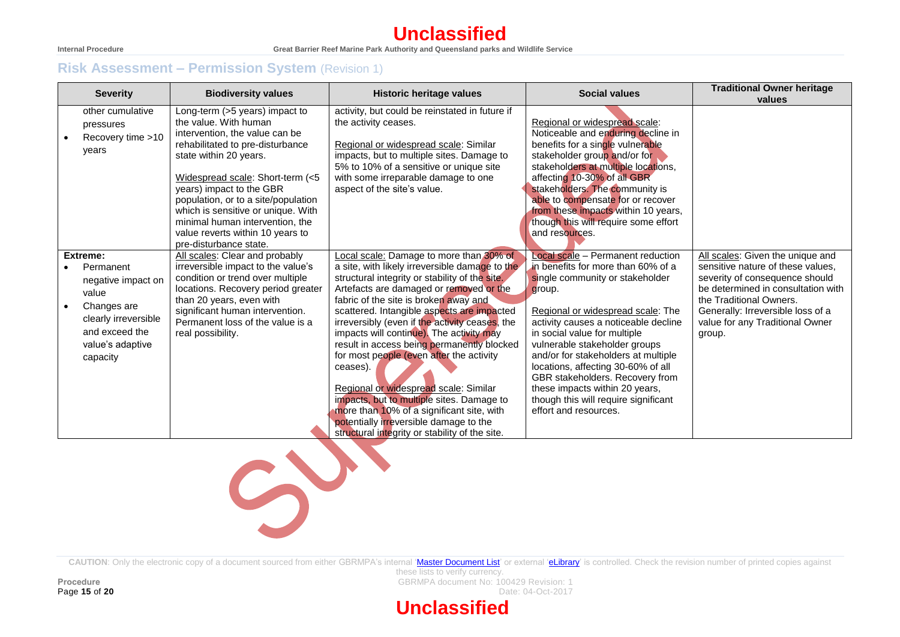## Risk Assessment – Permission System (Revision 1)

| Severity | Biodiversity values | Historic heritage values | Social values | Traditional Owner heritage values |
|---|---|---|---|---|
| other cumulative pressures<br>• Recovery time >10 years | Long-term (>5 years) impact to the value. With human intervention, the value can be rehabilitated to pre-disturbance state within 20 years.<br><br><u>Widespread scale</u>: Short-term (<5 years) impact to the GBR population, or to a site/population which is sensitive or unique. With minimal human intervention, the value reverts within 10 years to pre-disturbance state. | activity, but could be reinstated in future if the activity ceases.<br><br><u>Regional or widespread scale</u>: Similar impacts, but to multiple sites. Damage to 5% to 10% of a sensitive or unique site with some irreparable damage to one aspect of the site's value. | <u>Regional or widespread scale</u>: Noticeable and enduring decline in benefits for a single vulnerable stakeholder group and/or for stakeholders at multiple locations, affecting 10-30% of all GBR stakeholders. The community is able to compensate for or recover from these impacts within 10 years, though this will require some effort and resources. | |
| **Extreme:**<br>• Permanent negative impact on value<br>• Changes are clearly irreversible and exceed the value's adaptive capacity | <u>All scales</u>: Clear and probably irreversible impact to the value's condition or trend over multiple locations. Recovery period greater than 20 years, even with significant human intervention. Permanent loss of the value is a real possibility. | <u>Local scale:</u> Damage to more than 30% of a site, with likely irreversible damage to the structural integrity or stability of the site. Artefacts are damaged or removed or the fabric of the site is broken away and scattered. Intangible aspects are impacted irreversibly (even if the activity ceases, the impacts will continue). The activity may result in access being permanently blocked for most people (even after the activity ceases).<br><br><u>Regional or widespread scale</u>: Similar impacts, but to multiple sites. Damage to more than 10% of a significant site, with potentially irreversible damage to the structural integrity or stability of the site. | <u>Local scale</u> – Permanent reduction in benefits for more than 60% of a single community or stakeholder group.<br><br><u>Regional or widespread scale</u>: The activity causes a noticeable decline in social value for multiple vulnerable stakeholder groups and/or for stakeholders at multiple locations, affecting 30-60% of all GBR stakeholders. Recovery from these impacts within 20 years, though this will require significant effort and resources. | <u>All scales</u>: Given the unique and sensitive nature of these values, severity of consequence should be determined in consultation with the Traditional Owners. Generally: Irreversible loss of a value for any Traditional Owner group. |

CAUTION: Only the electronic copy of a document sourced from either GBRMPA's internal 'Master Document List' or external 'eLibrary' is controlled. Check the revision number of printed copies against these lists to verify currency.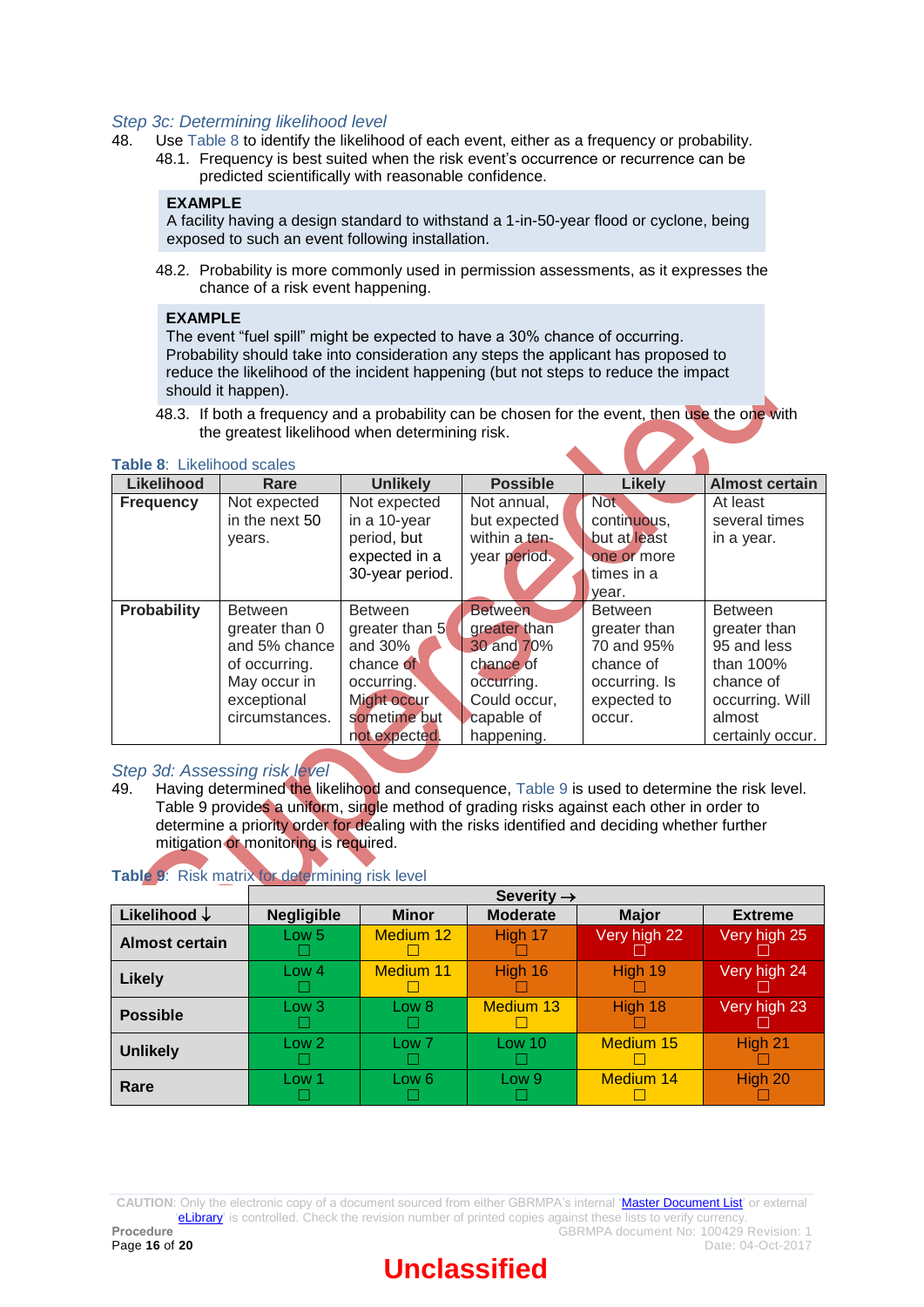### *Step 3c: Determining likelihood level*

48. Use Table 8 to identify the likelihood of each event, either as a frequency or probability.
    48.1. Frequency is best suited when the risk event's occurrence or recurrence can be predicted scientifically with reasonable confidence.

> **EXAMPLE**
> A facility having a design standard to withstand a 1-in-50-year flood or cyclone, being exposed to such an event following installation.

    48.2. Probability is more commonly used in permission assessments, as it expresses the chance of a risk event happening.

> **EXAMPLE**
> The event "fuel spill" might be expected to have a 30% chance of occurring. Probability should take into consideration any steps the applicant has proposed to reduce the likelihood of the incident happening (but not steps to reduce the impact should it happen).

    48.3. If both a frequency and a probability can be chosen for the event, then use the one with the greatest likelihood when determining risk.

**Table 8**: Likelihood scales

| Likelihood | Rare | Unlikely | Possible | Likely | Almost certain |
|---|---|---|---|---|---|
| **Frequency** | Not expected in the next 50 years. | Not expected in a 10-year period, but expected in a 30-year period. | Not annual, but expected within a ten-year period. | Not continuous, but at least one or more times in a year. | At least several times in a year. |
| **Probability** | Between greater than 0 and 5% chance of occurring. May occur in exceptional circumstances. | Between greater than 5 and 30% chance of occurring. Might occur sometime but not expected. | Between greater than 30 and 70% chance of occurring. Could occur, capable of happening. | Between greater than 70 and 95% chance of occurring. Is expected to occur. | Between greater than 95 and less than 100% chance of occurring. Will almost certainly occur. |

### *Step 3d: Assessing risk level*

49. Having determined the likelihood and consequence, Table 9 is used to determine the risk level. Table 9 provides a uniform, single method of grading risks against each other in order to determine a priority order for dealing with the risks identified and deciding whether further mitigation or monitoring is required.

**Table 9**: Risk matrix for determining risk level

| | Severity → | | | | |
|---|---|---|---|---|---|
| **Likelihood ↓** | **Negligible** | **Minor** | **Moderate** | **Major** | **Extreme** |
| **Almost certain** | Low 5 ☐ | Medium 12 ☐ | High 17 ☐ | Very high 22 ☐ | Very high 25 ☐ |
| **Likely** | Low 4 ☐ | Medium 11 ☐ | High 16 ☐ | High 19 ☐ | Very high 24 ☐ |
| **Possible** | Low 3 ☐ | Low 8 ☐ | Medium 13 ☐ | High 18 ☐ | Very high 23 ☐ |
| **Unlikely** | Low 2 ☐ | Low 7 ☐ | Low 10 ☐ | Medium 15 ☐ | High 21 ☐ |
| **Rare** | Low 1 ☐ | Low 6 ☐ | Low 9 ☐ | Medium 14 ☐ | High 20 ☐ |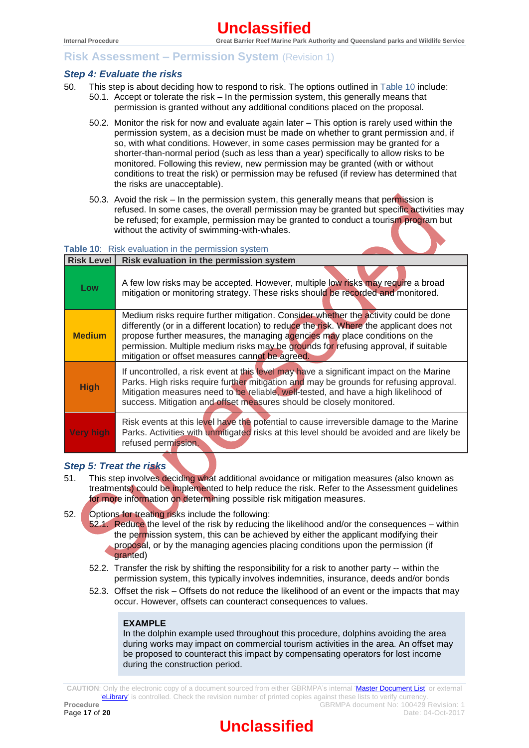## Step 4: Evaluate the risks

50. This step is about deciding how to respond to risk. The options outlined in Table 10 include:
    50.1. Accept or tolerate the risk – In the permission system, this generally means that permission is granted without any additional conditions placed on the proposal.

    50.2. Monitor the risk for now and evaluate again later – This option is rarely used within the permission system, as a decision must be made on whether to grant permission and, if so, with what conditions. However, in some cases permission may be granted for a shorter-than-normal period (such as less than a year) specifically to allow risks to be monitored. Following this review, new permission may be granted (with or without conditions to treat the risk) or permission may be refused (if review has determined that the risks are unacceptable).

    50.3. Avoid the risk – In the permission system, this generally means that permission is refused. In some cases, the overall permission may be granted but specific activities may be refused; for example, permission may be granted to conduct a tourism program but without the activity of swimming-with-whales.

**Table 10**: Risk evaluation in the permission system

| Risk Level | Risk evaluation in the permission system |
|---|---|
| Low | A few low risks may be accepted. However, multiple low risks may require a broad mitigation or monitoring strategy. These risks should be recorded and monitored. |
| Medium | Medium risks require further mitigation. Consider whether the activity could be done differently (or in a different location) to reduce the risk. Where the applicant does not propose further measures, the managing agencies may place conditions on the permission. Multiple medium risks may be grounds for refusing approval, if suitable mitigation or offset measures cannot be agreed. |
| High | If uncontrolled, a risk event at this level may have a significant impact on the Marine Parks. High risks require further mitigation and may be grounds for refusing approval. Mitigation measures need to be reliable, well-tested, and have a high likelihood of success. Mitigation and offset measures should be closely monitored. |
| Very high | Risk events at this level have the potential to cause irreversible damage to the Marine Parks. Activities with unmitigated risks at this level should be avoided and are likely be refused permission. |

## Step 5: Treat the risks

51. This step involves deciding what additional avoidance or mitigation measures (also known as treatments) could be implemented to help reduce the risk. Refer to the Assessment guidelines for more information on determining possible risk mitigation measures.

52. Options for treating risks include the following:
    52.1. Reduce the level of the risk by reducing the likelihood and/or the consequences – within the permission system, this can be achieved by either the applicant modifying their proposal, or by the managing agencies placing conditions upon the permission (if granted)

    52.2. Transfer the risk by shifting the responsibility for a risk to another party -- within the permission system, this typically involves indemnities, insurance, deeds and/or bonds

    52.3. Offset the risk – Offsets do not reduce the likelihood of an event or the impacts that may occur. However, offsets can counteract consequences to values.

> **EXAMPLE**
> In the dolphin example used throughout this procedure, dolphins avoiding the area during works may impact on commercial tourism activities in the area. An offset may be proposed to counteract this impact by compensating operators for lost income during the construction period.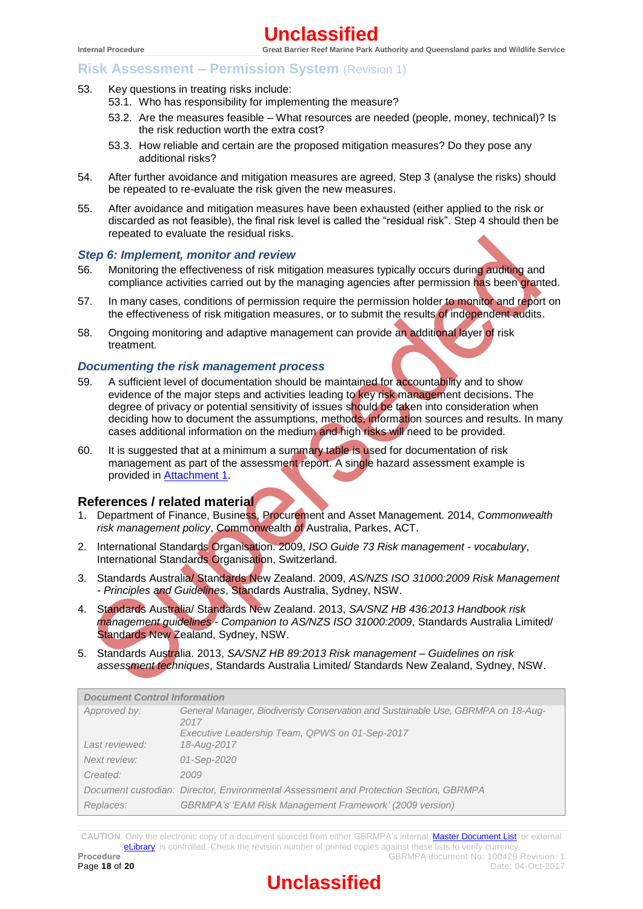53. Key questions in treating risks include:
    53.1. Who has responsibility for implementing the measure?
    53.2. Are the measures feasible – What resources are needed (people, money, technical)? Is the risk reduction worth the extra cost?
    53.3. How reliable and certain are the proposed mitigation measures? Do they pose any additional risks?

54. After further avoidance and mitigation measures are agreed, Step 3 (analyse the risks) should be repeated to re-evaluate the risk given the new measures.

55. After avoidance and mitigation measures have been exhausted (either applied to the risk or discarded as not feasible), the final risk level is called the "residual risk". Step 4 should then be repeated to evaluate the residual risks.

### *Step 6: Implement, monitor and review*

56. Monitoring the effectiveness of risk mitigation measures typically occurs during auditing and compliance activities carried out by the managing agencies after permission has been granted.

57. In many cases, conditions of permission require the permission holder to monitor and report on the effectiveness of risk mitigation measures, or to submit the results of independent audits.

58. Ongoing monitoring and adaptive management can provide an additional layer of risk treatment.

### *Documenting the risk management process*

59. A sufficient level of documentation should be maintained for accountability and to show evidence of the major steps and activities leading to key risk management decisions. The degree of privacy or potential sensitivity of issues should be taken into consideration when deciding how to document the assumptions, methods, information sources and results. In many cases additional information on the medium and high risks will need to be provided.

60. It is suggested that at a minimum a summary table is used for documentation of risk management as part of the assessment report. A single hazard assessment example is provided in Attachment 1.

## References / related material

1. Department of Finance, Business, Procurement and Asset Management. 2014, *Commonwealth risk management policy*, Commonwealth of Australia, Parkes, ACT.
2. International Standards Organisation. 2009, *ISO Guide 73 Risk management - vocabulary*, International Standards Organisation, Switzerland.
3. Standards Australia/ Standards New Zealand. 2009, *AS/NZS ISO 31000:2009 Risk Management - Principles and Guidelines*, Standards Australia, Sydney, NSW.
4. Standards Australia/ Standards New Zealand. 2013, *SA/SNZ HB 436:2013 Handbook risk management guidelines - Companion to AS/NZS ISO 31000:2009*, Standards Australia Limited/ Standards New Zealand, Sydney, NSW.
5. Standards Australia. 2013, *SA/SNZ HB 89:2013 Risk management – Guidelines on risk assessment techniques*, Standards Australia Limited/ Standards New Zealand, Sydney, NSW.

| *Document Control Information* | |
|---|---|
| *Approved by:* | *General Manager, Biodiveristy Conservation and Sustainable Use, GBRMPA on 18-Aug-2017*<br>*Executive Leadership Team, QPWS on 01-Sep-2017* |
| *Last reviewed:* | *18-Aug-2017* |
| *Next review:* | *01-Sep-2020* |
| *Created:* | *2009* |
| *Document custodian:* | *Director, Environmental Assessment and Protection Section, GBRMPA* |
| *Replaces:* | *GBRMPA's 'EAM Risk Management Framework' (2009 version)* |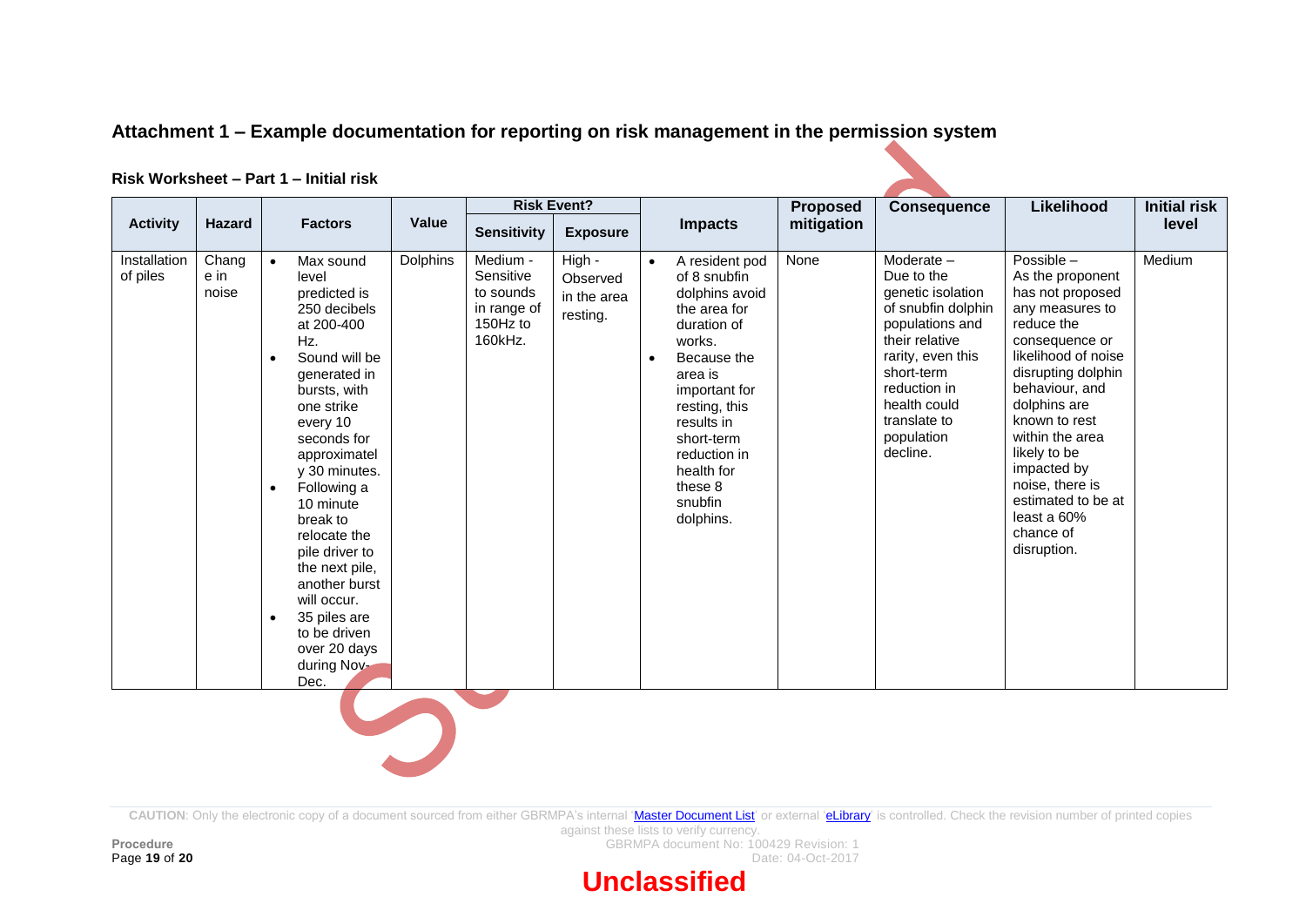## Attachment 1 – Example documentation for reporting on risk management in the permission system

### Risk Worksheet – Part 1 – Initial risk

| Activity | Hazard | Factors | Value | Risk Event? | | Impacts | Proposed mitigation | Consequence | Likelihood | Initial risk level |
|---|---|---|---|---|---|---|---|---|---|---|
| | | | | Sensitivity | Exposure | | | | | |
| Installation of piles | Change in noise | • Max sound level predicted is 250 decibels at 200-400 Hz.<br>• Sound will be generated in bursts, with one strike every 10 seconds for approximately 30 minutes.<br>• Following a 10 minute break to relocate the pile driver to the next pile, another burst will occur.<br>• 35 piles are to be driven over 20 days during Nov-Dec. | Dolphins | Medium - Sensitive to sounds in range of 150Hz to 160kHz. | High - Observed in the area resting. | • A resident pod of 8 snubfin dolphins avoid the area for duration of works.<br>• Because the area is important for resting, this results in short-term reduction in health for these 8 snubfin dolphins. | None | Moderate – Due to the genetic isolation of snubfin dolphin populations and their relative rarity, even this short-term reduction in health could translate to population decline. | Possible – As the proponent has not proposed any measures to reduce the consequence or likelihood of noise disrupting dolphin behaviour, and dolphins are known to rest within the area likely to be impacted by noise, there is estimated to be at least a 60% chance of disruption. | Medium |

CAUTION: Only the electronic copy of a document sourced from either GBRMPA's internal 'Master Document List' or external 'eLibrary' is controlled. Check the revision number of printed copies against these lists to verify currency.

Procedure

GBRMPA document No: 100429 Revision: 1
Date: 04-Oct-2017

**Unclassified**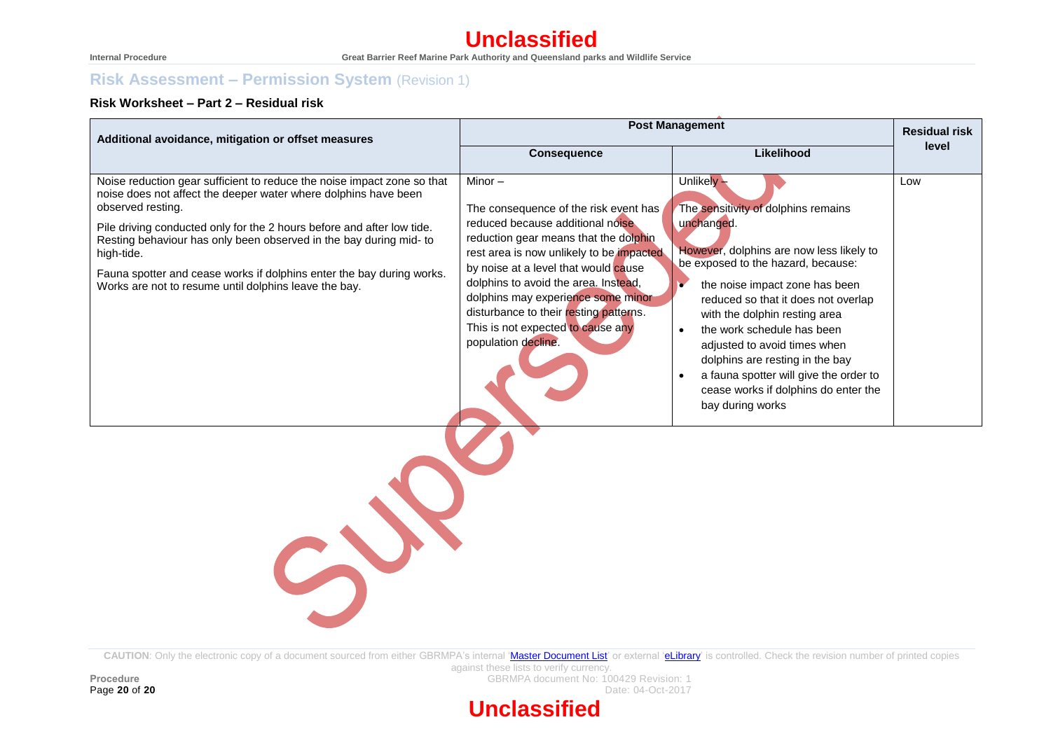## Risk Assessment – Permission System (Revision 1)

### Risk Worksheet – Part 2 – Residual risk

| Additional avoidance, mitigation or offset measures | Post Management | | Residual risk level |
|---|---|---|---|
| | Consequence | Likelihood | |
| Noise reduction gear sufficient to reduce the noise impact zone so that noise does not affect the deeper water where dolphins have been observed resting.<br><br>Pile driving conducted only for the 2 hours before and after low tide. Resting behaviour has only been observed in the bay during mid- to high-tide.<br><br>Fauna spotter and cease works if dolphins enter the bay during works. Works are not to resume until dolphins leave the bay. | Minor –<br><br>The consequence of the risk event has reduced because additional noise reduction gear means that the dolphin rest area is now unlikely to be impacted by noise at a level that would cause dolphins to avoid the area. Instead, dolphins may experience some minor disturbance to their resting patterns. This is not expected to cause any population decline. | Unlikely –<br><br>The sensitivity of dolphins remains unchanged.<br><br>However, dolphins are now less likely to be exposed to the hazard, because:<br>• the noise impact zone has been reduced so that it does not overlap with the dolphin resting area<br>• the work schedule has been adjusted to avoid times when dolphins are resting in the bay<br>• a fauna spotter will give the order to cease works if dolphins do enter the bay during works | Low |

Superseded